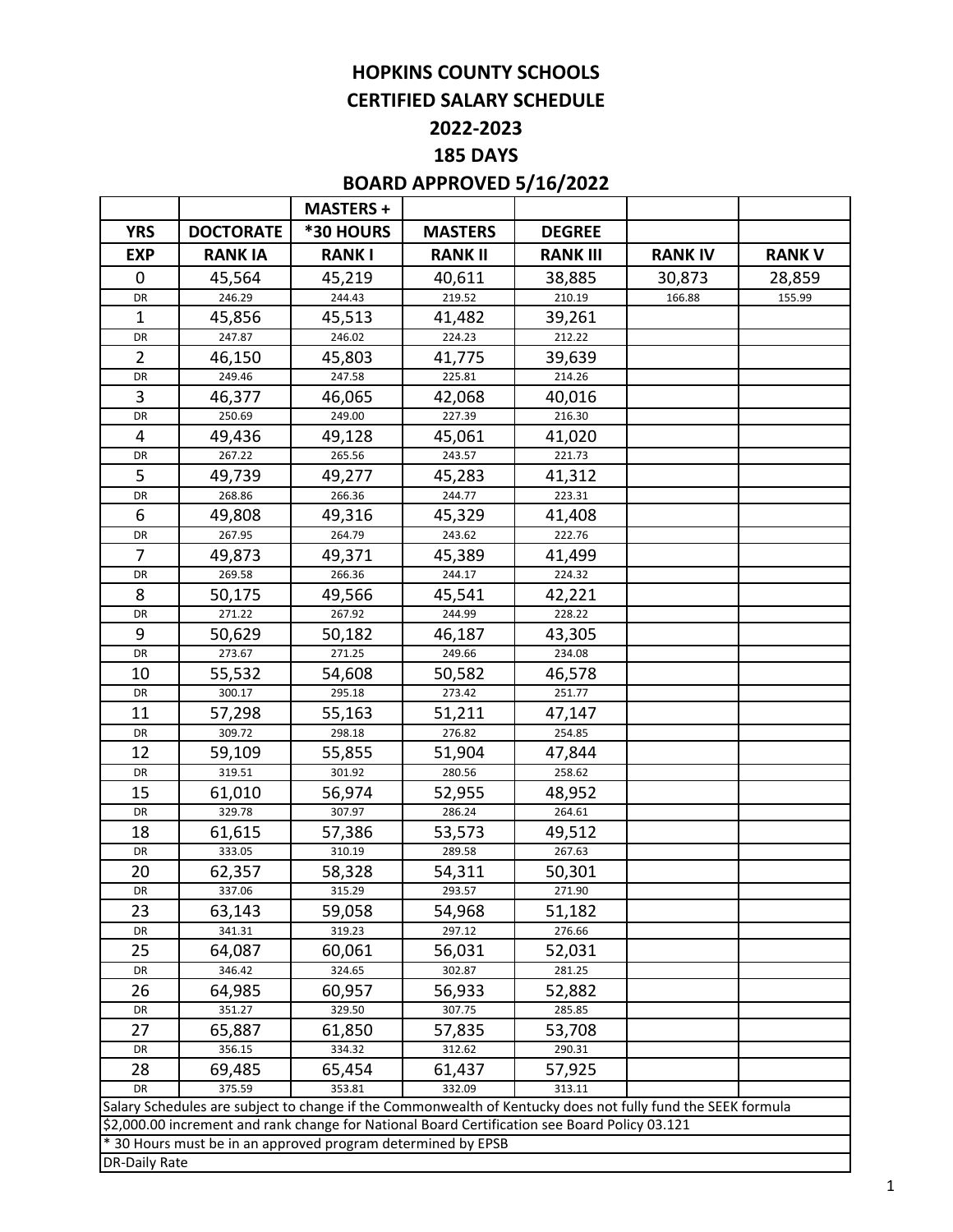# HOPKINS COUNTY SCHOOLS

## CERTIFIED SALARY SCHEDULE

## 2022-2023

## 185 DAYS

## BOARD APPROVED 5/16/2022

| | | MASTERS + | | | | |
|---|---|---|---|---|---|---|
| **YRS** | **DOCTORATE** | ***30 HOURS** | **MASTERS** | **DEGREE** | | |
| **EXP** | **RANK IA** | **RANK I** | **RANK II** | **RANK III** | **RANK IV** | **RANK V** |
| 0 | 45,564 | 45,219 | 40,611 | 38,885 | 30,873 | 28,859 |
| DR | 246.29 | 244.43 | 219.52 | 210.19 | 166.88 | 155.99 |
| 1 | 45,856 | 45,513 | 41,482 | 39,261 | | |
| DR | 247.87 | 246.02 | 224.23 | 212.22 | | |
| 2 | 46,150 | 45,803 | 41,775 | 39,639 | | |
| DR | 249.46 | 247.58 | 225.81 | 214.26 | | |
| 3 | 46,377 | 46,065 | 42,068 | 40,016 | | |
| DR | 250.69 | 249.00 | 227.39 | 216.30 | | |
| 4 | 49,436 | 49,128 | 45,061 | 41,020 | | |
| DR | 267.22 | 265.56 | 243.57 | 221.73 | | |
| 5 | 49,739 | 49,277 | 45,283 | 41,312 | | |
| DR | 268.86 | 266.36 | 244.77 | 223.31 | | |
| 6 | 49,808 | 49,316 | 45,329 | 41,408 | | |
| DR | 267.95 | 264.79 | 243.62 | 222.76 | | |
| 7 | 49,873 | 49,371 | 45,389 | 41,499 | | |
| DR | 269.58 | 266.36 | 244.17 | 224.32 | | |
| 8 | 50,175 | 49,566 | 45,541 | 42,221 | | |
| DR | 271.22 | 267.92 | 244.99 | 228.22 | | |
| 9 | 50,629 | 50,182 | 46,187 | 43,305 | | |
| DR | 273.67 | 271.25 | 249.66 | 234.08 | | |
| 10 | 55,532 | 54,608 | 50,582 | 46,578 | | |
| DR | 300.17 | 295.18 | 273.42 | 251.77 | | |
| 11 | 57,298 | 55,163 | 51,211 | 47,147 | | |
| DR | 309.72 | 298.18 | 276.82 | 254.85 | | |
| 12 | 59,109 | 55,855 | 51,904 | 47,844 | | |
| DR | 319.51 | 301.92 | 280.56 | 258.62 | | |
| 15 | 61,010 | 56,974 | 52,955 | 48,952 | | |
| DR | 329.78 | 307.97 | 286.24 | 264.61 | | |
| 18 | 61,615 | 57,386 | 53,573 | 49,512 | | |
| DR | 333.05 | 310.19 | 289.58 | 267.63 | | |
| 20 | 62,357 | 58,328 | 54,311 | 50,301 | | |
| DR | 337.06 | 315.29 | 293.57 | 271.90 | | |
| 23 | 63,143 | 59,058 | 54,968 | 51,182 | | |
| DR | 341.31 | 319.23 | 297.12 | 276.66 | | |
| 25 | 64,087 | 60,061 | 56,031 | 52,031 | | |
| DR | 346.42 | 324.65 | 302.87 | 281.25 | | |
| 26 | 64,985 | 60,957 | 56,933 | 52,882 | | |
| DR | 351.27 | 329.50 | 307.75 | 285.85 | | |
| 27 | 65,887 | 61,850 | 57,835 | 53,708 | | |
| DR | 356.15 | 334.32 | 312.62 | 290.31 | | |
| 28 | 69,485 | 65,454 | 61,437 | 57,925 | | |
| DR | 375.59 | 353.81 | 332.09 | 313.11 | | |

Salary Schedules are subject to change if the Commonwealth of Kentucky does not fully fund the SEEK formula

$2,000.00 increment and rank change for National Board Certification see Board Policy 03.121

* 30 Hours must be in an approved program determined by EPSB

DR-Daily Rate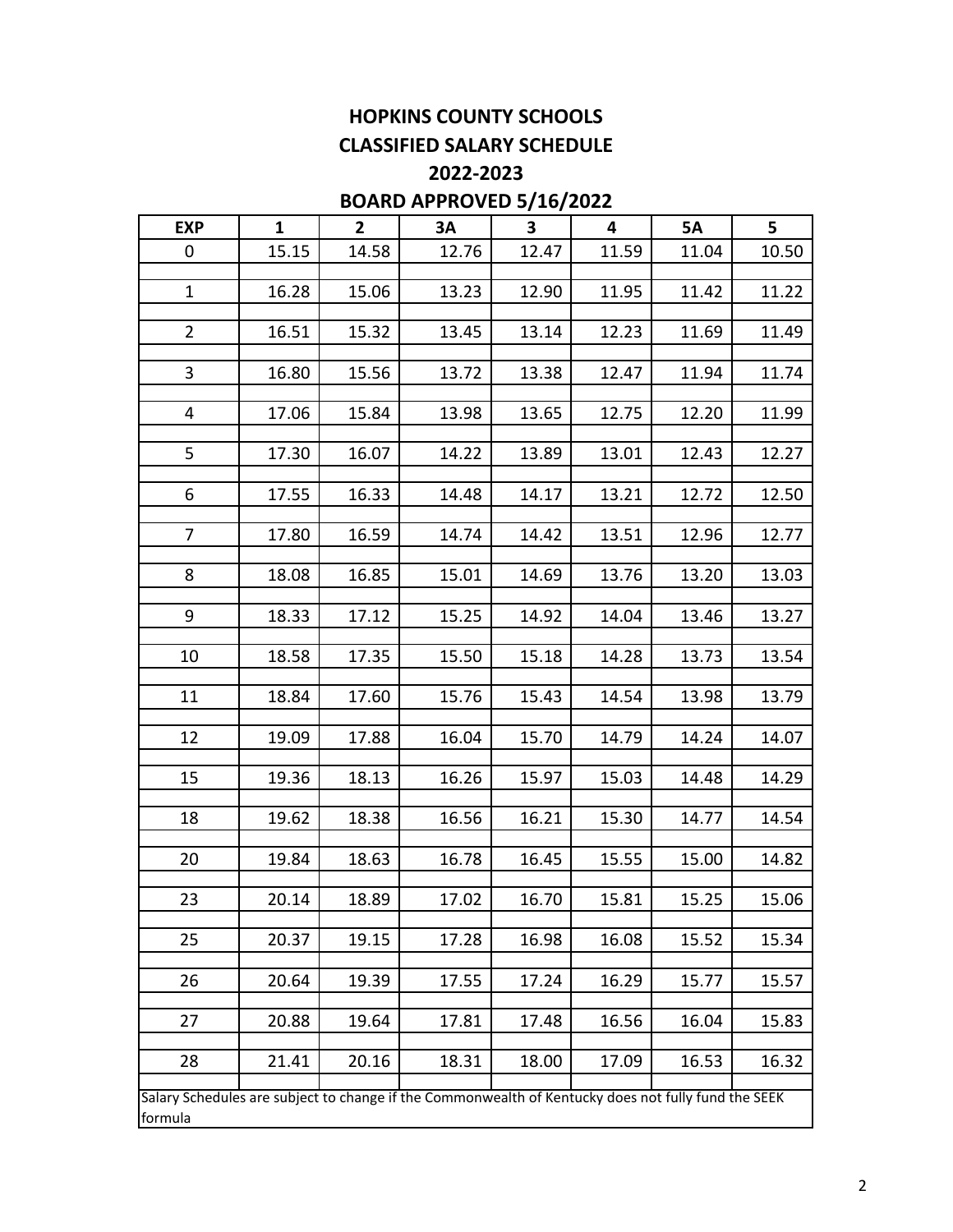# HOPKINS COUNTY SCHOOLS
## CLASSIFIED SALARY SCHEDULE
## 2022-2023
## BOARD APPROVED 5/16/2022

| EXP | 1 | 2 | 3A | 3 | 4 | 5A | 5 |
|---|---|---|---|---|---|---|---|
| 0 | 15.15 | 14.58 | 12.76 | 12.47 | 11.59 | 11.04 | 10.50 |
| 1 | 16.28 | 15.06 | 13.23 | 12.90 | 11.95 | 11.42 | 11.22 |
| 2 | 16.51 | 15.32 | 13.45 | 13.14 | 12.23 | 11.69 | 11.49 |
| 3 | 16.80 | 15.56 | 13.72 | 13.38 | 12.47 | 11.94 | 11.74 |
| 4 | 17.06 | 15.84 | 13.98 | 13.65 | 12.75 | 12.20 | 11.99 |
| 5 | 17.30 | 16.07 | 14.22 | 13.89 | 13.01 | 12.43 | 12.27 |
| 6 | 17.55 | 16.33 | 14.48 | 14.17 | 13.21 | 12.72 | 12.50 |
| 7 | 17.80 | 16.59 | 14.74 | 14.42 | 13.51 | 12.96 | 12.77 |
| 8 | 18.08 | 16.85 | 15.01 | 14.69 | 13.76 | 13.20 | 13.03 |
| 9 | 18.33 | 17.12 | 15.25 | 14.92 | 14.04 | 13.46 | 13.27 |
| 10 | 18.58 | 17.35 | 15.50 | 15.18 | 14.28 | 13.73 | 13.54 |
| 11 | 18.84 | 17.60 | 15.76 | 15.43 | 14.54 | 13.98 | 13.79 |
| 12 | 19.09 | 17.88 | 16.04 | 15.70 | 14.79 | 14.24 | 14.07 |
| 15 | 19.36 | 18.13 | 16.26 | 15.97 | 15.03 | 14.48 | 14.29 |
| 18 | 19.62 | 18.38 | 16.56 | 16.21 | 15.30 | 14.77 | 14.54 |
| 20 | 19.84 | 18.63 | 16.78 | 16.45 | 15.55 | 15.00 | 14.82 |
| 23 | 20.14 | 18.89 | 17.02 | 16.70 | 15.81 | 15.25 | 15.06 |
| 25 | 20.37 | 19.15 | 17.28 | 16.98 | 16.08 | 15.52 | 15.34 |
| 26 | 20.64 | 19.39 | 17.55 | 17.24 | 16.29 | 15.77 | 15.57 |
| 27 | 20.88 | 19.64 | 17.81 | 17.48 | 16.56 | 16.04 | 15.83 |
| 28 | 21.41 | 20.16 | 18.31 | 18.00 | 17.09 | 16.53 | 16.32 |

Salary Schedules are subject to change if the Commonwealth of Kentucky does not fully fund the SEEK formula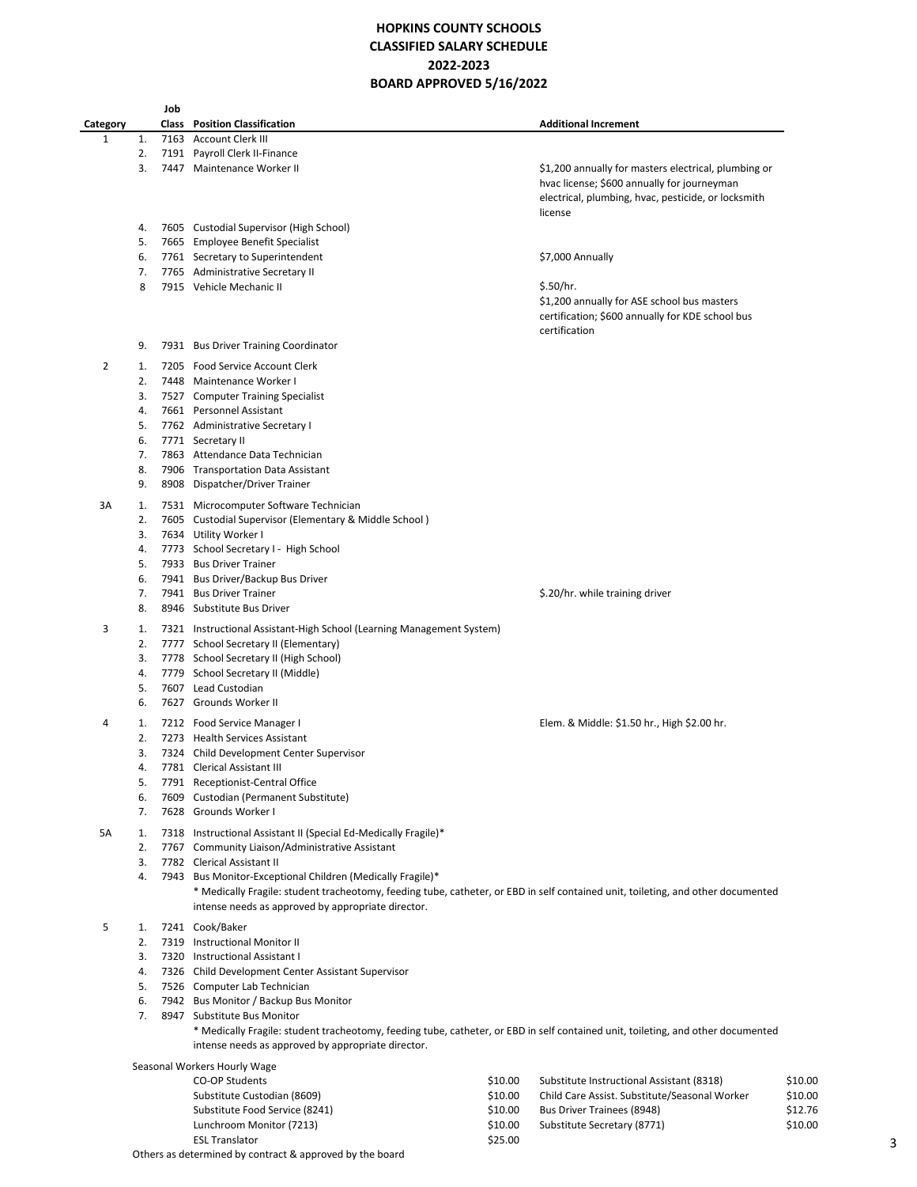# HOPKINS COUNTY SCHOOLS
## CLASSIFIED SALARY SCHEDULE
## 2022-2023
## BOARD APPROVED 5/16/2022

| Category | | Job Class | Position Classification | Additional Increment |
|---|---|---|---|---|
| 1 | 1. | 7163 | Account Clerk III | |
| | 2. | 7191 | Payroll Clerk II-Finance | |
| | 3. | 7447 | Maintenance Worker II | $1,200 annually for masters electrical, plumbing or hvac license; $600 annually for journeyman electrical, plumbing, hvac, pesticide, or locksmith license |
| | 4. | 7605 | Custodial Supervisor (High School) | |
| | 5. | 7665 | Employee Benefit Specialist | |
| | 6. | 7761 | Secretary to Superintendent | $7,000 Annually |
| | 7. | 7765 | Administrative Secretary II | |
| | 8 | 7915 | Vehicle Mechanic II | $.50/hr. $1,200 annually for ASE school bus masters certification; $600 annually for KDE school bus certification |
| | 9. | 7931 | Bus Driver Training Coordinator | |
| 2 | 1. | 7205 | Food Service Account Clerk | |
| | 2. | 7448 | Maintenance Worker I | |
| | 3. | 7527 | Computer Training Specialist | |
| | 4. | 7661 | Personnel Assistant | |
| | 5. | 7762 | Administrative Secretary I | |
| | 6. | 7771 | Secretary II | |
| | 7. | 7863 | Attendance Data Technician | |
| | 8. | 7906 | Transportation Data Assistant | |
| | 9. | 8908 | Dispatcher/Driver Trainer | |
| 3A | 1. | 7531 | Microcomputer Software Technician | |
| | 2. | 7605 | Custodial Supervisor (Elementary & Middle School ) | |
| | 3. | 7634 | Utility Worker I | |
| | 4. | 7773 | School Secretary I - High School | |
| | 5. | 7933 | Bus Driver Trainer | |
| | 6. | 7941 | Bus Driver/Backup Bus Driver | |
| | 7. | 7941 | Bus Driver Trainer | $.20/hr. while training driver |
| | 8. | 8946 | Substitute Bus Driver | |
| 3 | 1. | 7321 | Instructional Assistant-High School (Learning Management System) | |
| | 2. | 7777 | School Secretary II (Elementary) | |
| | 3. | 7778 | School Secretary II (High School) | |
| | 4. | 7779 | School Secretary II (Middle) | |
| | 5. | 7607 | Lead Custodian | |
| | 6. | 7627 | Grounds Worker II | |
| 4 | 1. | 7212 | Food Service Manager I | Elem. & Middle: $1.50 hr., High $2.00 hr. |
| | 2. | 7273 | Health Services Assistant | |
| | 3. | 7324 | Child Development Center Supervisor | |
| | 4. | 7781 | Clerical Assistant III | |
| | 5. | 7791 | Receptionist-Central Office | |
| | 6. | 7609 | Custodian (Permanent Substitute) | |
| | 7. | 7628 | Grounds Worker I | |
| 5A | 1. | 7318 | Instructional Assistant II (Special Ed-Medically Fragile)* | |
| | 2. | 7767 | Community Liaison/Administrative Assistant | |
| | 3. | 7782 | Clerical Assistant II | |
| | 4. | 7943 | Bus Monitor-Exceptional Children (Medically Fragile)* | |

* Medically Fragile: student tracheotomy, feeding tube, catheter, or EBD in self contained unit, toileting, and other documented intense needs as approved by appropriate director.

| Category | | Job Class | Position Classification | Additional Increment |
|---|---|---|---|---|
| 5 | 1. | 7241 | Cook/Baker | |
| | 2. | 7319 | Instructional Monitor II | |
| | 3. | 7320 | Instructional Assistant I | |
| | 4. | 7326 | Child Development Center Assistant Supervisor | |
| | 5. | 7526 | Computer Lab Technician | |
| | 6. | 7942 | Bus Monitor / Backup Bus Monitor | |
| | 7. | 8947 | Substitute Bus Monitor | |

* Medically Fragile: student tracheotomy, feeding tube, catheter, or EBD in self contained unit, toileting, and other documented intense needs as approved by appropriate director.

Seasonal Workers Hourly Wage

| Position | Wage | Position | Wage |
|---|---|---|---|
| CO-OP Students | $10.00 | Substitute Instructional Assistant (8318) | $10.00 |
| Substitute Custodian (8609) | $10.00 | Child Care Assist. Substitute/Seasonal Worker | $10.00 |
| Substitute Food Service (8241) | $10.00 | Bus Driver Trainees (8948) | $12.76 |
| Lunchroom Monitor (7213) | $10.00 | Substitute Secretary (8771) | $10.00 |
| ESL Translator | $25.00 | | |

Others as determined by contract & approved by the board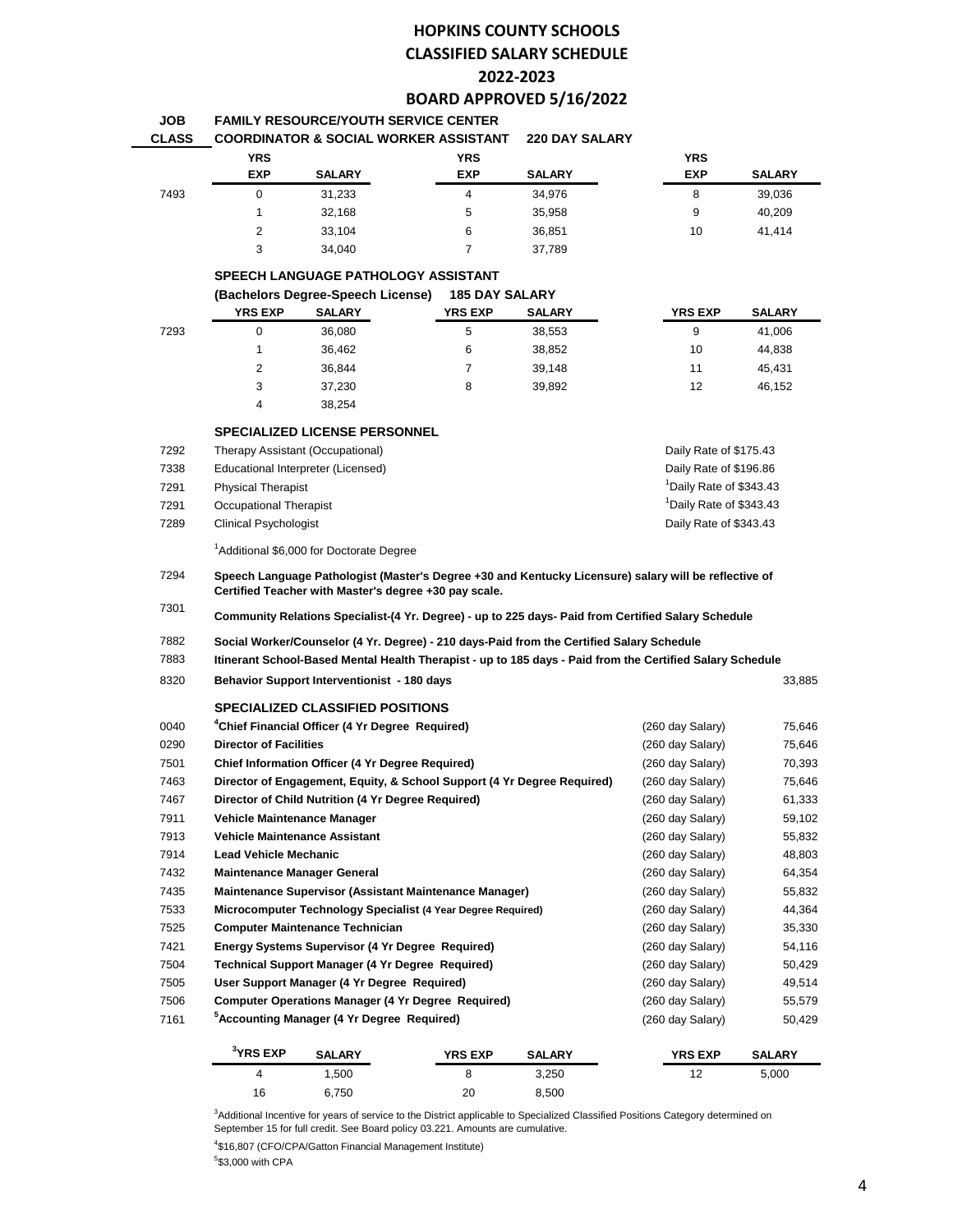# HOPKINS COUNTY SCHOOLS

## CLASSIFIED SALARY SCHEDULE

## 2022-2023

## BOARD APPROVED 5/16/2022

**JOB CLASS**

**FAMILY RESOURCE/YOUTH SERVICE CENTER COORDINATOR & SOCIAL WORKER ASSISTANT — 220 DAY SALARY**

| JOB CLASS | YRS EXP | SALARY | YRS EXP | SALARY | YRS EXP | SALARY |
|---|---|---|---|---|---|---|
| 7493 | 0 | 31,233 | 4 | 34,976 | 8 | 39,036 |
| | 1 | 32,168 | 5 | 35,958 | 9 | 40,209 |
| | 2 | 33,104 | 6 | 36,851 | 10 | 41,414 |
| | 3 | 34,040 | 7 | 37,789 | | |

**SPEECH LANGUAGE PATHOLOGY ASSISTANT (Bachelors Degree-Speech License) — 185 DAY SALARY**

| JOB CLASS | YRS EXP | SALARY | YRS EXP | SALARY | YRS EXP | SALARY |
|---|---|---|---|---|---|---|
| 7293 | 0 | 36,080 | 5 | 38,553 | 9 | 41,006 |
| | 1 | 36,462 | 6 | 38,852 | 10 | 44,838 |
| | 2 | 36,844 | 7 | 39,148 | 11 | 45,431 |
| | 3 | 37,230 | 8 | 39,892 | 12 | 46,152 |
| | 4 | 38,254 | | | | |

**SPECIALIZED LICENSE PERSONNEL**

| JOB CLASS | Position | Rate |
|---|---|---|
| 7292 | Therapy Assistant (Occupational) | Daily Rate of $175.43 |
| 7338 | Educational Interpreter (Licensed) | Daily Rate of $196.86 |
| 7291 | Physical Therapist | [1]Daily Rate of $343.43 |
| 7291 | Occupational Therapist | [1]Daily Rate of $343.43 |
| 7289 | Clinical Psychologist | Daily Rate of $343.43 |

[1]Additional $6,000 for Doctorate Degree

| JOB CLASS | Position | |
|---|---|---|
| 7294 | **Speech Language Pathologist (Master's Degree +30 and Kentucky Licensure) salary will be reflective of Certified Teacher with Master's degree +30 pay scale.** | |
| 7301 | **Community Relations Specialist-(4 Yr. Degree) - up to 225 days- Paid from Certified Salary Schedule** | |
| 7882 | **Social Worker/Counselor (4 Yr. Degree) - 210 days-Paid from the Certified Salary Schedule** | |
| 7883 | **Itinerant School-Based Mental Health Therapist - up to 185 days - Paid from the Certified Salary Schedule** | |
| 8320 | **Behavior Support Interventionist - 180 days** | 33,885 |

**SPECIALIZED CLASSIFIED POSITIONS**

| JOB CLASS | Position | Days | Salary |
|---|---|---|---|
| 0040 | **[4]Chief Financial Officer (4 Yr Degree Required)** | (260 day Salary) | 75,646 |
| 0290 | **Director of Facilities** | (260 day Salary) | 75,646 |
| 7501 | **Chief Information Officer (4 Yr Degree Required)** | (260 day Salary) | 70,393 |
| 7463 | **Director of Engagement, Equity, & School Support (4 Yr Degree Required)** | (260 day Salary) | 75,646 |
| 7467 | **Director of Child Nutrition (4 Yr Degree Required)** | (260 day Salary) | 61,333 |
| 7911 | **Vehicle Maintenance Manager** | (260 day Salary) | 59,102 |
| 7913 | **Vehicle Maintenance Assistant** | (260 day Salary) | 55,832 |
| 7914 | **Lead Vehicle Mechanic** | (260 day Salary) | 48,803 |
| 7432 | **Maintenance Manager General** | (260 day Salary) | 64,354 |
| 7435 | **Maintenance Supervisor (Assistant Maintenance Manager)** | (260 day Salary) | 55,832 |
| 7533 | **Microcomputer Technology Specialist (4 Year Degree Required)** | (260 day Salary) | 44,364 |
| 7525 | **Computer Maintenance Technician** | (260 day Salary) | 35,330 |
| 7421 | **Energy Systems Supervisor (4 Yr Degree Required)** | (260 day Salary) | 54,116 |
| 7504 | **Technical Support Manager (4 Yr Degree Required)** | (260 day Salary) | 50,429 |
| 7505 | **User Support Manager (4 Yr Degree Required)** | (260 day Salary) | 49,514 |
| 7506 | **Computer Operations Manager (4 Yr Degree Required)** | (260 day Salary) | 55,579 |
| 7161 | **[5]Accounting Manager (4 Yr Degree Required)** | (260 day Salary) | 50,429 |

| [3]YRS EXP | SALARY | YRS EXP | SALARY | YRS EXP | SALARY |
|---|---|---|---|---|---|
| 4 | 1,500 | 8 | 3,250 | 12 | 5,000 |
| 16 | 6,750 | 20 | 8,500 | | |

[3]Additional Incentive for years of service to the District applicable to Specialized Classified Positions Category determined on September 15 for full credit. See Board policy 03.221. Amounts are cumulative.

[4]$16,807 (CFO/CPA/Gatton Financial Management Institute)

[5]$3,000 with CPA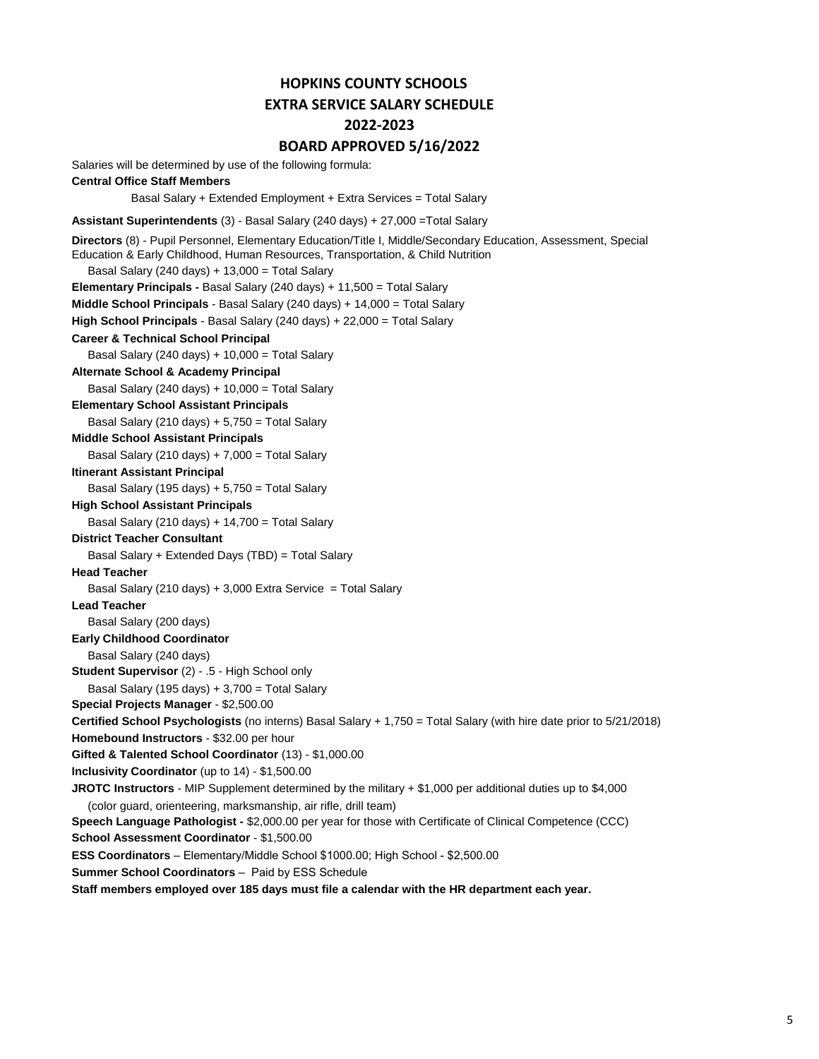# HOPKINS COUNTY SCHOOLS
## EXTRA SERVICE SALARY SCHEDULE
## 2022-2023
## BOARD APPROVED 5/16/2022

Salaries will be determined by use of the following formula:

**Central Office Staff Members**

Basal Salary + Extended Employment + Extra Services = Total Salary

**Assistant Superintendents** (3) - Basal Salary (240 days) + 27,000 =Total Salary

**Directors** (8) - Pupil Personnel, Elementary Education/Title I, Middle/Secondary Education, Assessment, Special Education & Early Childhood, Human Resources, Transportation, & Child Nutrition

Basal Salary (240 days) + 13,000 = Total Salary

**Elementary Principals -** Basal Salary (240 days) + 11,500 = Total Salary

**Middle School Principals** - Basal Salary (240 days) + 14,000 = Total Salary

**High School Principals** - Basal Salary (240 days) + 22,000 = Total Salary

**Career & Technical School Principal**

Basal Salary (240 days) + 10,000 = Total Salary

**Alternate School & Academy Principal**

Basal Salary (240 days) + 10,000 = Total Salary

**Elementary School Assistant Principals**

Basal Salary (210 days) + 5,750 = Total Salary

**Middle School Assistant Principals**

Basal Salary (210 days) + 7,000 = Total Salary

**Itinerant Assistant Principal**

Basal Salary (195 days) + 5,750 = Total Salary

**High School Assistant Principals**

Basal Salary (210 days) + 14,700 = Total Salary

**District Teacher Consultant**

Basal Salary + Extended Days (TBD) = Total Salary

**Head Teacher**

Basal Salary (210 days) + 3,000 Extra Service = Total Salary

**Lead Teacher**

Basal Salary (200 days)

**Early Childhood Coordinator**

Basal Salary (240 days)

**Student Supervisor** (2) - .5 - High School only

Basal Salary (195 days) + 3,700 = Total Salary

**Special Projects Manager** - $2,500.00

**Certified School Psychologists** (no interns) Basal Salary + 1,750 = Total Salary (with hire date prior to 5/21/2018)

**Homebound Instructors** - $32.00 per hour

**Gifted & Talented School Coordinator** (13) - $1,000.00

**Inclusivity Coordinator** (up to 14) - $1,500.00

**JROTC Instructors** - MIP Supplement determined by the military + $1,000 per additional duties up to $4,000 (color guard, orienteering, marksmanship, air rifle, drill team)

**Speech Language Pathologist -** $2,000.00 per year for those with Certificate of Clinical Competence (CCC)

**School Assessment Coordinator** - $1,500.00

**ESS Coordinators** – Elementary/Middle School $1000.00; High School - $2,500.00

**Summer School Coordinators** – Paid by ESS Schedule

**Staff members employed over 185 days must file a calendar with the HR department each year.**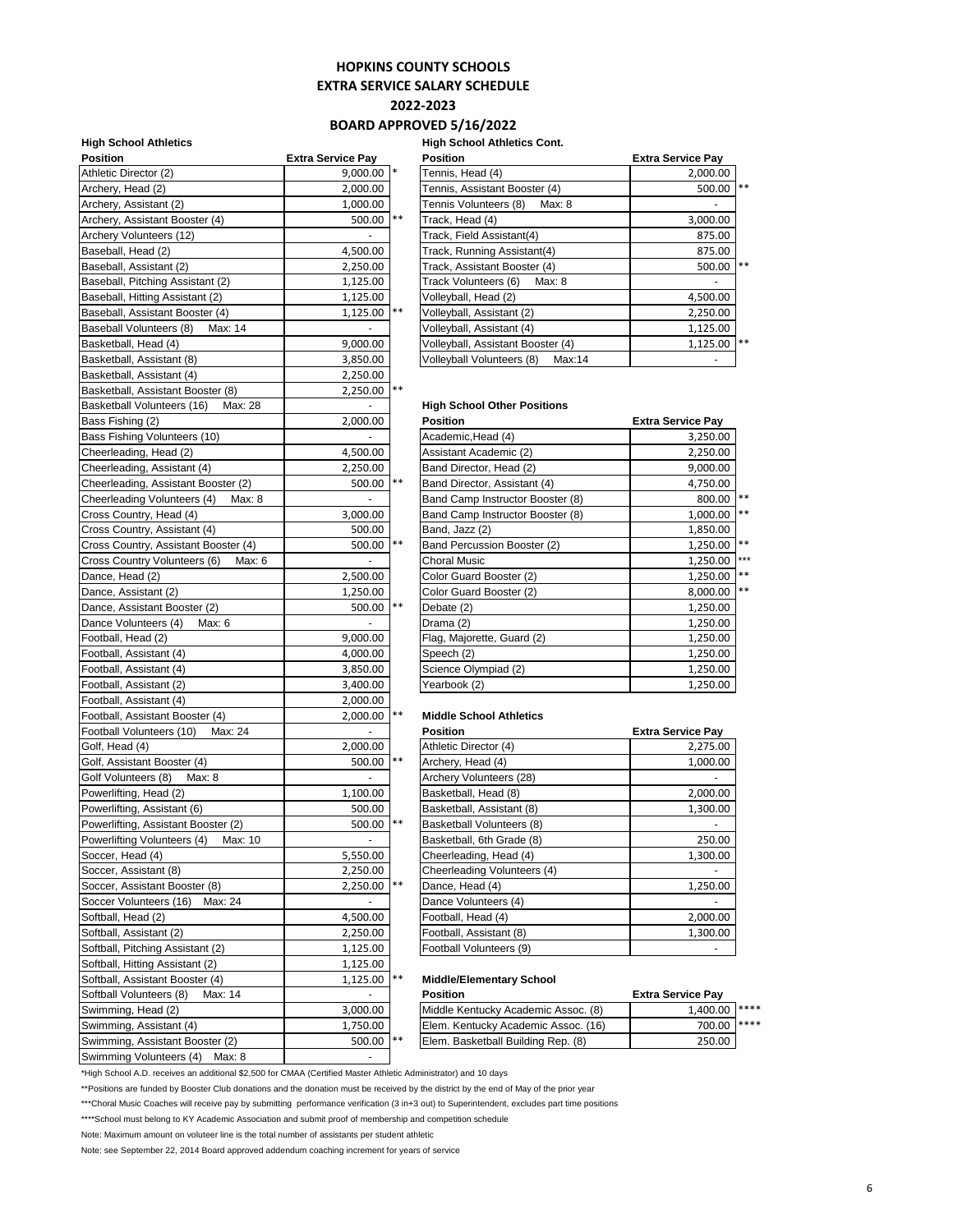# HOPKINS COUNTY SCHOOLS
## EXTRA SERVICE SALARY SCHEDULE
## 2022-2023
## BOARD APPROVED 5/16/2022

### High School Athletics

| Position | Extra Service Pay | |
|---|---|---|
| Athletic Director (2) | 9,000.00 | * |
| Archery, Head (2) | 2,000.00 | |
| Archery, Assistant (2) | 1,000.00 | |
| Archery, Assistant Booster (4) | 500.00 | ** |
| Archery Volunteers (12) | - | |
| Baseball, Head (2) | 4,500.00 | |
| Baseball, Assistant (2) | 2,250.00 | |
| Baseball, Pitching Assistant (2) | 1,125.00 | |
| Baseball, Hitting Assistant (2) | 1,125.00 | |
| Baseball, Assistant Booster (4) | 1,125.00 | ** |
| Baseball Volunteers (8) Max: 14 | - | |
| Basketball, Head (4) | 9,000.00 | |
| Basketball, Assistant (8) | 3,850.00 | |
| Basketball, Assistant (4) | 2,250.00 | |
| Basketball, Assistant Booster (8) | 2,250.00 | ** |
| Basketball Volunteers (16) Max: 28 | - | |
| Bass Fishing (2) | 2,000.00 | |
| Bass Fishing Volunteers (10) | - | |
| Cheerleading, Head (2) | 4,500.00 | |
| Cheerleading, Assistant (4) | 2,250.00 | |
| Cheerleading, Assistant Booster (2) | 500.00 | ** |
| Cheerleading Volunteers (4) Max: 8 | - | |
| Cross Country, Head (4) | 3,000.00 | |
| Cross Country, Assistant (4) | 500.00 | |
| Cross Country, Assistant Booster (4) | 500.00 | ** |
| Cross Country Volunteers (6) Max: 6 | - | |
| Dance, Head (2) | 2,500.00 | |
| Dance, Assistant (2) | 1,250.00 | |
| Dance, Assistant Booster (2) | 500.00 | ** |
| Dance Volunteers (4) Max: 6 | - | |
| Football, Head (2) | 9,000.00 | |
| Football, Assistant (4) | 4,000.00 | |
| Football, Assistant (4) | 3,850.00 | |
| Football, Assistant (2) | 3,400.00 | |
| Football, Assistant (4) | 2,000.00 | |
| Football, Assistant Booster (4) | 2,000.00 | ** |
| Football Volunteers (10) Max: 24 | - | |
| Golf, Head (4) | 2,000.00 | |
| Golf, Assistant Booster (4) | 500.00 | ** |
| Golf Volunteers (8) Max: 8 | - | |
| Powerlifting, Head (2) | 1,100.00 | |
| Powerlifting, Assistant (6) | 500.00 | |
| Powerlifting, Assistant Booster (2) | 500.00 | ** |
| Powerlifting Volunteers (4) Max: 10 | - | |
| Soccer, Head (4) | 5,550.00 | |
| Soccer, Assistant (8) | 2,250.00 | |
| Soccer, Assistant Booster (8) | 2,250.00 | ** |
| Soccer Volunteers (16) Max: 24 | - | |
| Softball, Head (2) | 4,500.00 | |
| Softball, Assistant (2) | 2,250.00 | |
| Softball, Pitching Assistant (2) | 1,125.00 | |
| Softball, Hitting Assistant (2) | 1,125.00 | |
| Softball, Assistant Booster (4) | 1,125.00 | ** |
| Softball Volunteers (8) Max: 14 | - | |
| Swimming, Head (2) | 3,000.00 | |
| Swimming, Assistant (4) | 1,750.00 | |
| Swimming, Assistant Booster (2) | 500.00 | ** |
| Swimming Volunteers (4) Max: 8 | - | |

### High School Athletics Cont.

| Position | Extra Service Pay | |
|---|---|---|
| Tennis, Head (4) | 2,000.00 | |
| Tennis, Assistant Booster (4) | 500.00 | ** |
| Tennis Volunteers (8) Max: 8 | - | |
| Track, Head (4) | 3,000.00 | |
| Track, Field Assistant(4) | 875.00 | |
| Track, Running Assistant(4) | 875.00 | |
| Track, Assistant Booster (4) | 500.00 | ** |
| Track Volunteers (6) Max: 8 | - | |
| Volleyball, Head (2) | 4,500.00 | |
| Volleyball, Assistant (2) | 2,250.00 | |
| Volleyball, Assistant (4) | 1,125.00 | |
| Volleyball, Assistant Booster (4) | 1,125.00 | ** |
| Volleyball Volunteers (8) Max:14 | - | |

### High School Other Positions

| Position | Extra Service Pay | |
|---|---|---|
| Academic,Head (4) | 3,250.00 | |
| Assistant Academic (2) | 2,250.00 | |
| Band Director, Head (2) | 9,000.00 | |
| Band Director, Assistant (4) | 4,750.00 | |
| Band Camp Instructor Booster (8) | 800.00 | ** |
| Band Camp Instructor Booster (8) | 1,000.00 | ** |
| Band, Jazz (2) | 1,850.00 | |
| Band Percussion Booster (2) | 1,250.00 | ** |
| Choral Music | 1,250.00 | *** |
| Color Guard Booster (2) | 1,250.00 | ** |
| Color Guard Booster (2) | 8,000.00 | ** |
| Debate (2) | 1,250.00 | |
| Drama (2) | 1,250.00 | |
| Flag, Majorette, Guard (2) | 1,250.00 | |
| Speech (2) | 1,250.00 | |
| Science Olympiad (2) | 1,250.00 | |
| Yearbook (2) | 1,250.00 | |

### Middle School Athletics

| Position | Extra Service Pay |
|---|---|
| Athletic Director (4) | 2,275.00 |
| Archery, Head (4) | 1,000.00 |
| Archery Volunteers (28) | - |
| Basketball, Head (8) | 2,000.00 |
| Basketball, Assistant (8) | 1,300.00 |
| Basketball Volunteers (8) | - |
| Basketball, 6th Grade (8) | 250.00 |
| Cheerleading, Head (4) | 1,300.00 |
| Cheerleading Volunteers (4) | - |
| Dance, Head (4) | 1,250.00 |
| Dance Volunteers (4) | - |
| Football, Head (4) | 2,000.00 |
| Football, Assistant (8) | 1,300.00 |
| Football Volunteers (9) | - |

### Middle/Elementary School

| Position | Extra Service Pay | |
|---|---|---|
| Middle Kentucky Academic Assoc. (8) | 1,400.00 | **** |
| Elem. Kentucky Academic Assoc. (16) | 700.00 | **** |
| Elem. Basketball Building Rep. (8) | 250.00 | |

*High School A.D. receives an additional $2,500 for CMAA (Certified Master Athletic Administrator) and 10 days

**Positions are funded by Booster Club donations and the donation must be received by the district by the end of May of the prior year

***Choral Music Coaches will receive pay by submitting performance verification (3 in+3 out) to Superintendent, excludes part time positions

****School must belong to KY Academic Association and submit proof of membership and competition schedule

Note: Maximum amount on voluteer line is the total number of assistants per student athletic

Note: see September 22, 2014 Board approved addendum coaching increment for years of service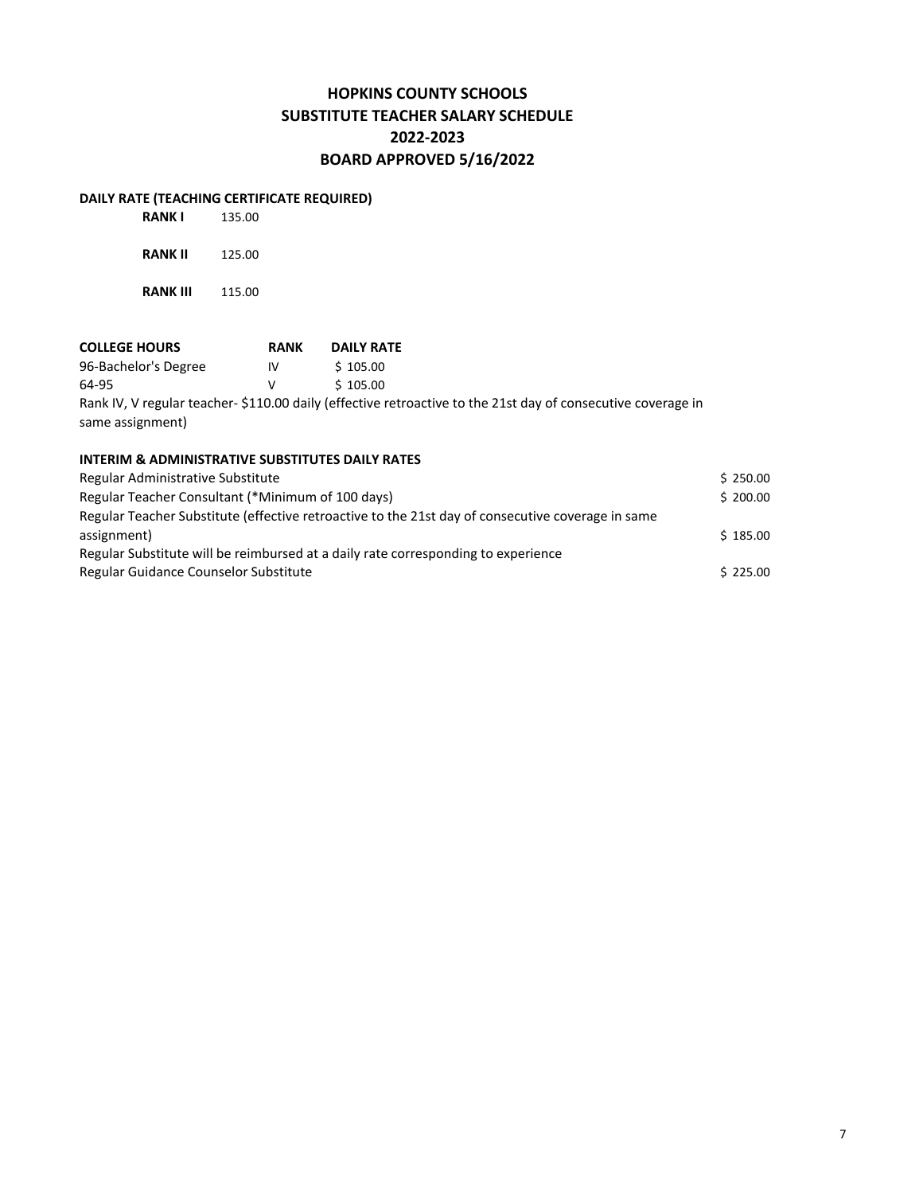# HOPKINS COUNTY SCHOOLS
# SUBSTITUTE TEACHER SALARY SCHEDULE
# 2022-2023
# BOARD APPROVED 5/16/2022

**DAILY RATE (TEACHING CERTIFICATE REQUIRED)**

| | |
|---|---|
| **RANK I** | 135.00 |
| **RANK II** | 125.00 |
| **RANK III** | 115.00 |

| COLLEGE HOURS | RANK | DAILY RATE |
|---|---|---|
| 96-Bachelor's Degree | IV | $ 105.00 |
| 64-95 | V | $ 105.00 |

Rank IV, V regular teacher- $110.00 daily (effective retroactive to the 21st day of consecutive coverage in same assignment)

**INTERIM & ADMINISTRATIVE SUBSTITUTES DAILY RATES**

| | |
|---|---|
| Regular Administrative Substitute | $ 250.00 |
| Regular Teacher Consultant (*Minimum of 100 days) | $ 200.00 |
| Regular Teacher Substitute (effective retroactive to the 21st day of consecutive coverage in same assignment) | $ 185.00 |
| Regular Substitute will be reimbursed at a daily rate corresponding to experience | |
| Regular Guidance Counselor Substitute | $ 225.00 |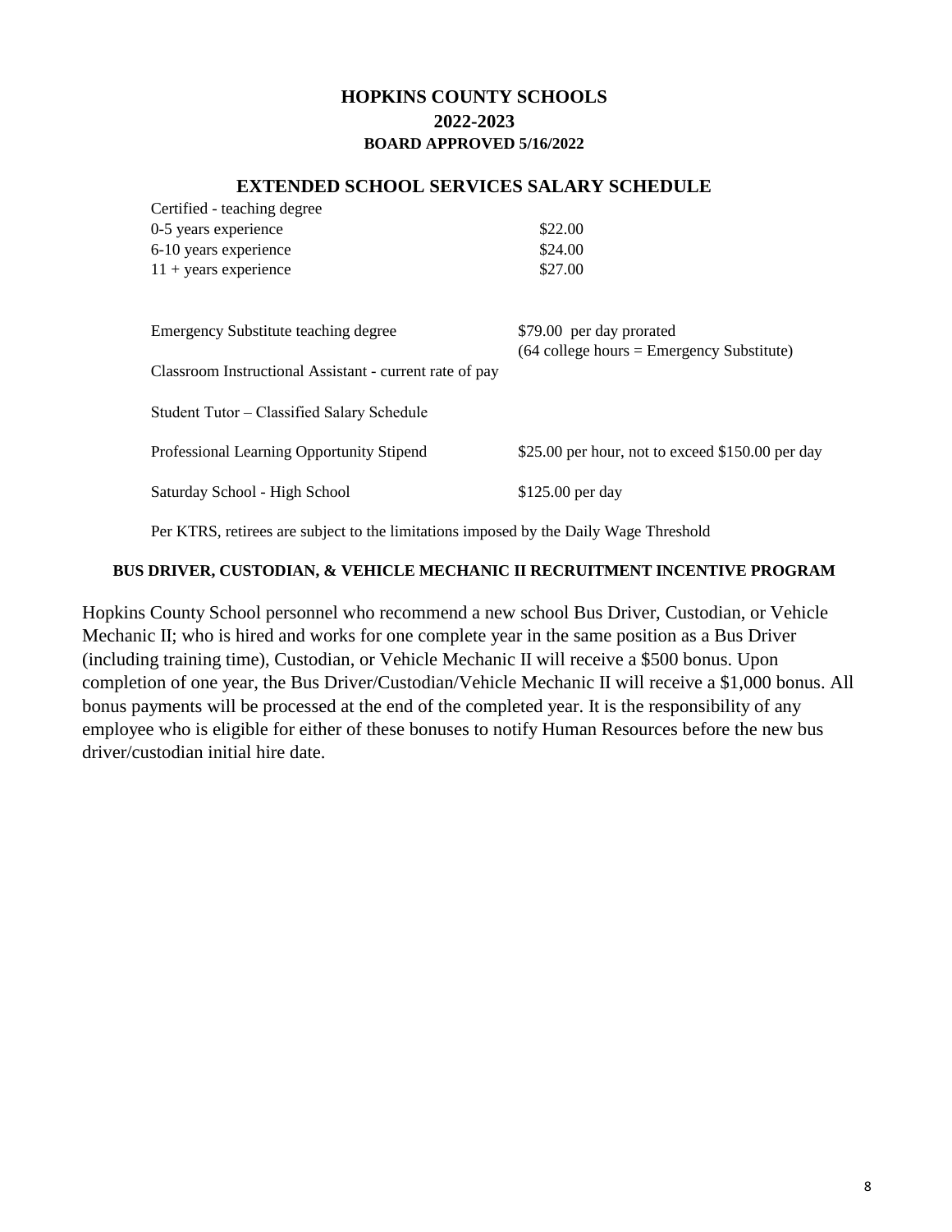# HOPKINS COUNTY SCHOOLS
## 2022-2023
### BOARD APPROVED 5/16/2022

## EXTENDED SCHOOL SERVICES SALARY SCHEDULE

| | |
|---|---|
| Certified - teaching degree | |
| 0-5 years experience | $22.00 |
| 6-10 years experience | $24.00 |
| 11 + years experience | $27.00 |
| Emergency Substitute teaching degree | $79.00 per day prorated (64 college hours = Emergency Substitute) |
| Classroom Instructional Assistant - current rate of pay | |
| Student Tutor – Classified Salary Schedule | |
| Professional Learning Opportunity Stipend | $25.00 per hour, not to exceed $150.00 per day |
| Saturday School - High School | $125.00 per day |

Per KTRS, retirees are subject to the limitations imposed by the Daily Wage Threshold

### BUS DRIVER, CUSTODIAN, & VEHICLE MECHANIC II RECRUITMENT INCENTIVE PROGRAM

Hopkins County School personnel who recommend a new school Bus Driver, Custodian, or Vehicle Mechanic II; who is hired and works for one complete year in the same position as a Bus Driver (including training time), Custodian, or Vehicle Mechanic II will receive a $500 bonus. Upon completion of one year, the Bus Driver/Custodian/Vehicle Mechanic II will receive a $1,000 bonus. All bonus payments will be processed at the end of the completed year. It is the responsibility of any employee who is eligible for either of these bonuses to notify Human Resources before the new bus driver/custodian initial hire date.